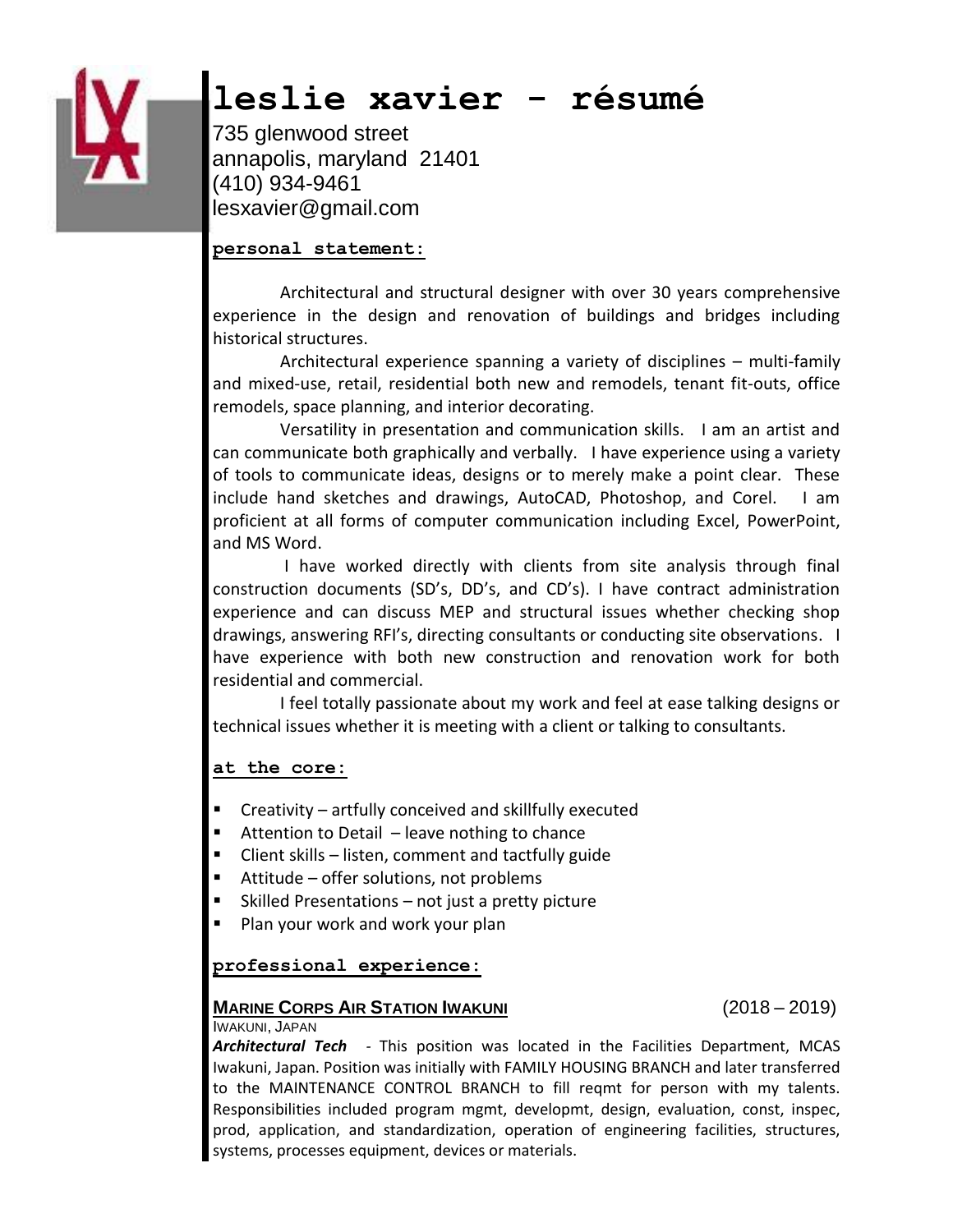# leslie xavier - résumé

735 glenwood street
annapolis, maryland 21401
(410) 934-9461
lesxavier@gmail.com

## personal statement:

Architectural and structural designer with over 30 years comprehensive experience in the design and renovation of buildings and bridges including historical structures.

Architectural experience spanning a variety of disciplines – multi-family and mixed-use, retail, residential both new and remodels, tenant fit-outs, office remodels, space planning, and interior decorating.

Versatility in presentation and communication skills. I am an artist and can communicate both graphically and verbally. I have experience using a variety of tools to communicate ideas, designs or to merely make a point clear. These include hand sketches and drawings, AutoCAD, Photoshop, and Corel. I am proficient at all forms of computer communication including Excel, PowerPoint, and MS Word.

I have worked directly with clients from site analysis through final construction documents (SD's, DD's, and CD's). I have contract administration experience and can discuss MEP and structural issues whether checking shop drawings, answering RFI's, directing consultants or conducting site observations. I have experience with both new construction and renovation work for both residential and commercial.

I feel totally passionate about my work and feel at ease talking designs or technical issues whether it is meeting with a client or talking to consultants.

## at the core:

- Creativity – artfully conceived and skillfully executed
- Attention to Detail – leave nothing to chance
- Client skills – listen, comment and tactfully guide
- Attitude – offer solutions, not problems
- Skilled Presentations – not just a pretty picture
- Plan your work and work your plan

## professional experience:

**MARINE CORPS AIR STATION IWAKUNI** (2018 – 2019)
IWAKUNI, JAPAN

***Architectural Tech*** - This position was located in the Facilities Department, MCAS Iwakuni, Japan. Position was initially with FAMILY HOUSING BRANCH and later transferred to the MAINTENANCE CONTROL BRANCH to fill reqmt for person with my talents. Responsibilities included program mgmt, developmt, design, evaluation, const, inspec, prod, application, and standardization, operation of engineering facilities, structures, systems, processes equipment, devices or materials.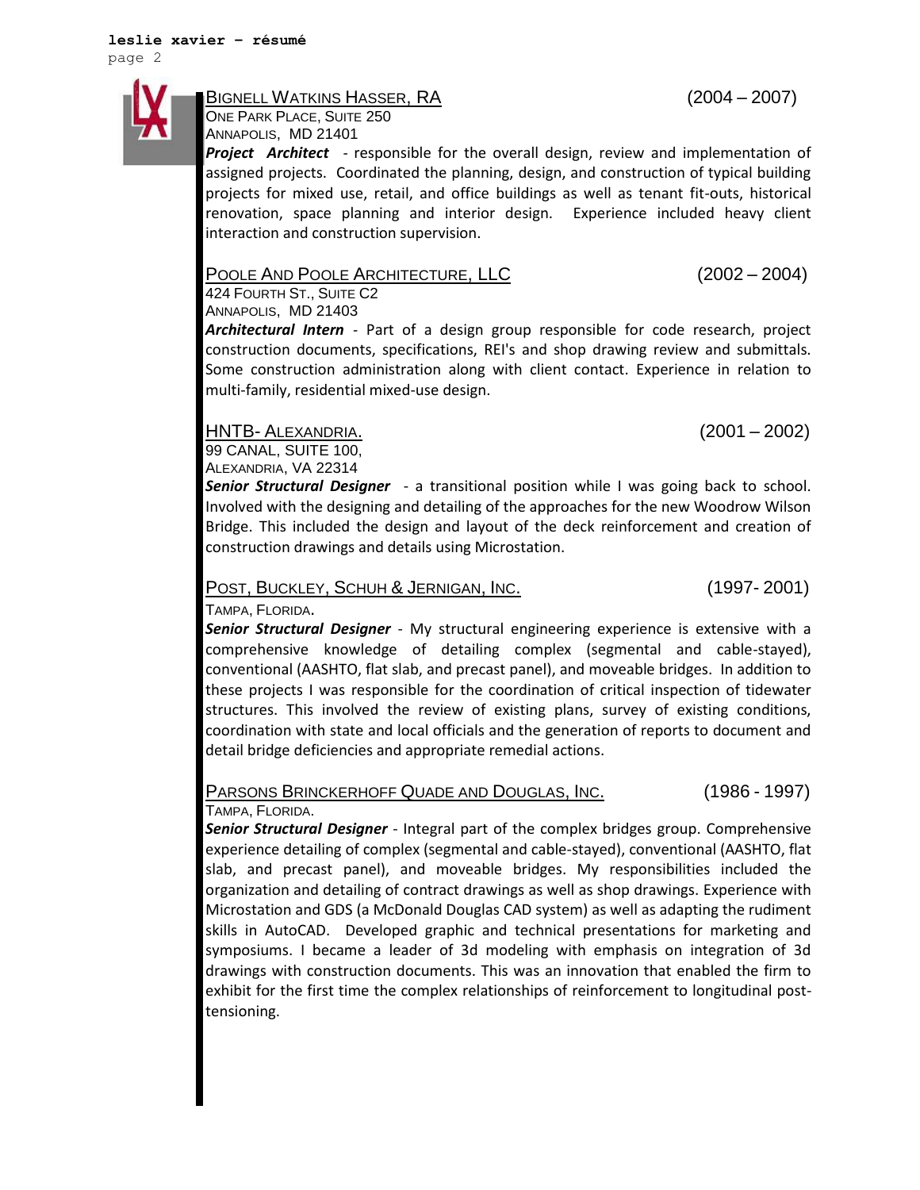### BIGNELL WATKINS HASSER, RA (2004 – 2007)

ONE PARK PLACE, SUITE 250
ANNAPOLIS, MD 21401

***Project Architect*** - responsible for the overall design, review and implementation of assigned projects. Coordinated the planning, design, and construction of typical building projects for mixed use, retail, and office buildings as well as tenant fit-outs, historical renovation, space planning and interior design. Experience included heavy client interaction and construction supervision.

### POOLE AND POOLE ARCHITECTURE, LLC (2002 – 2004)

424 FOURTH ST., SUITE C2
ANNAPOLIS, MD 21403

***Architectural Intern*** - Part of a design group responsible for code research, project construction documents, specifications, REI's and shop drawing review and submittals. Some construction administration along with client contact. Experience in relation to multi-family, residential mixed-use design.

### HNTB- ALEXANDRIA. (2001 – 2002)

99 CANAL, SUITE 100,
ALEXANDRIA, VA 22314

***Senior Structural Designer*** - a transitional position while I was going back to school. Involved with the designing and detailing of the approaches for the new Woodrow Wilson Bridge. This included the design and layout of the deck reinforcement and creation of construction drawings and details using Microstation.

### POST, BUCKLEY, SCHUH & JERNIGAN, INC. (1997- 2001)

TAMPA, FLORIDA.

***Senior Structural Designer*** - My structural engineering experience is extensive with a comprehensive knowledge of detailing complex (segmental and cable-stayed), conventional (AASHTO, flat slab, and precast panel), and moveable bridges. In addition to these projects I was responsible for the coordination of critical inspection of tidewater structures. This involved the review of existing plans, survey of existing conditions, coordination with state and local officials and the generation of reports to document and detail bridge deficiencies and appropriate remedial actions.

### PARSONS BRINCKERHOFF QUADE AND DOUGLAS, INC. (1986 - 1997)

TAMPA, FLORIDA.

***Senior Structural Designer*** - Integral part of the complex bridges group. Comprehensive experience detailing of complex (segmental and cable-stayed), conventional (AASHTO, flat slab, and precast panel), and moveable bridges. My responsibilities included the organization and detailing of contract drawings as well as shop drawings. Experience with Microstation and GDS (a McDonald Douglas CAD system) as well as adapting the rudiment skills in AutoCAD. Developed graphic and technical presentations for marketing and symposiums. I became a leader of 3d modeling with emphasis on integration of 3d drawings with construction documents. This was an innovation that enabled the firm to exhibit for the first time the complex relationships of reinforcement to longitudinal post-tensioning.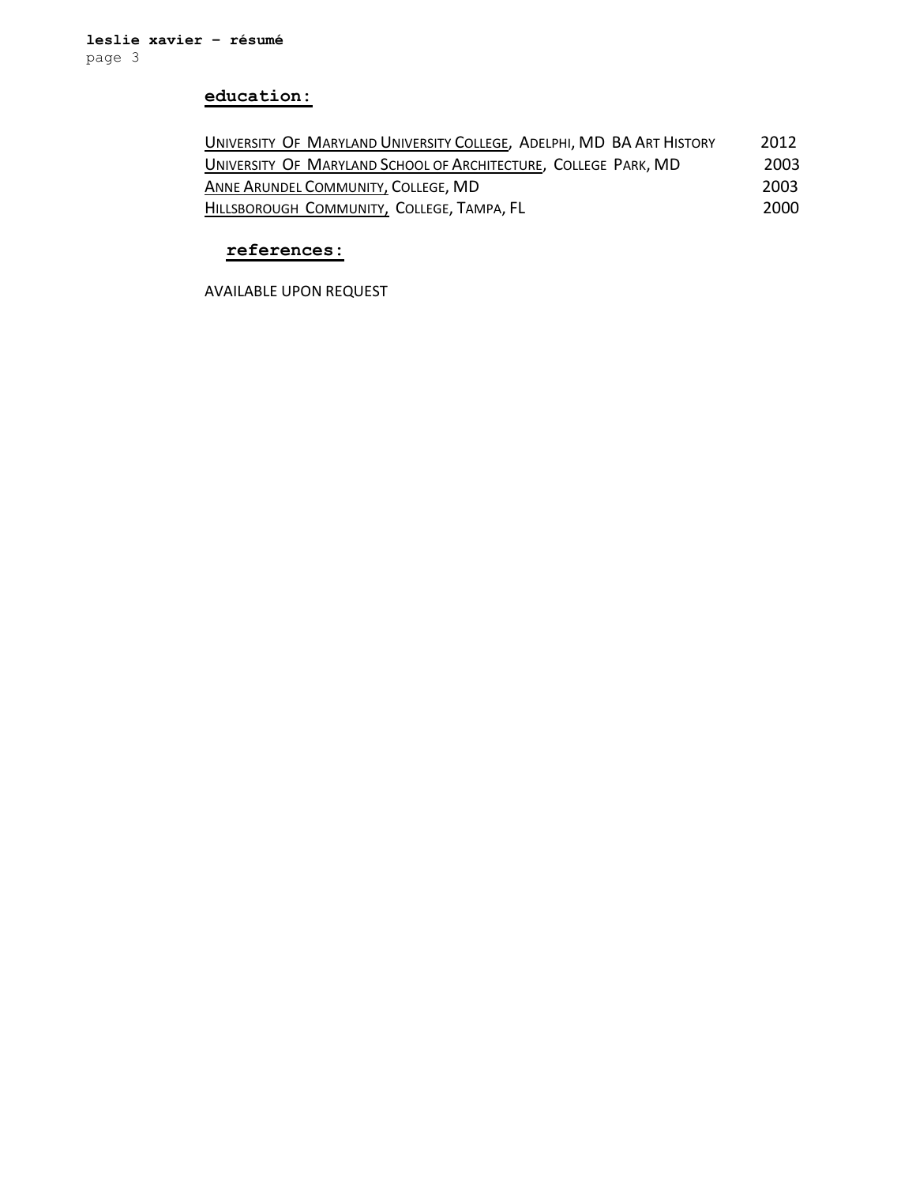## education:

| | |
|---|---|
| University Of Maryland University College, Adelphi, MD BA Art History | 2012 |
| University Of Maryland School of Architecture, College Park, MD | 2003 |
| Anne Arundel Community, College, MD | 2003 |
| Hillsborough Community, College, Tampa, FL | 2000 |

## references:

AVAILABLE UPON REQUEST